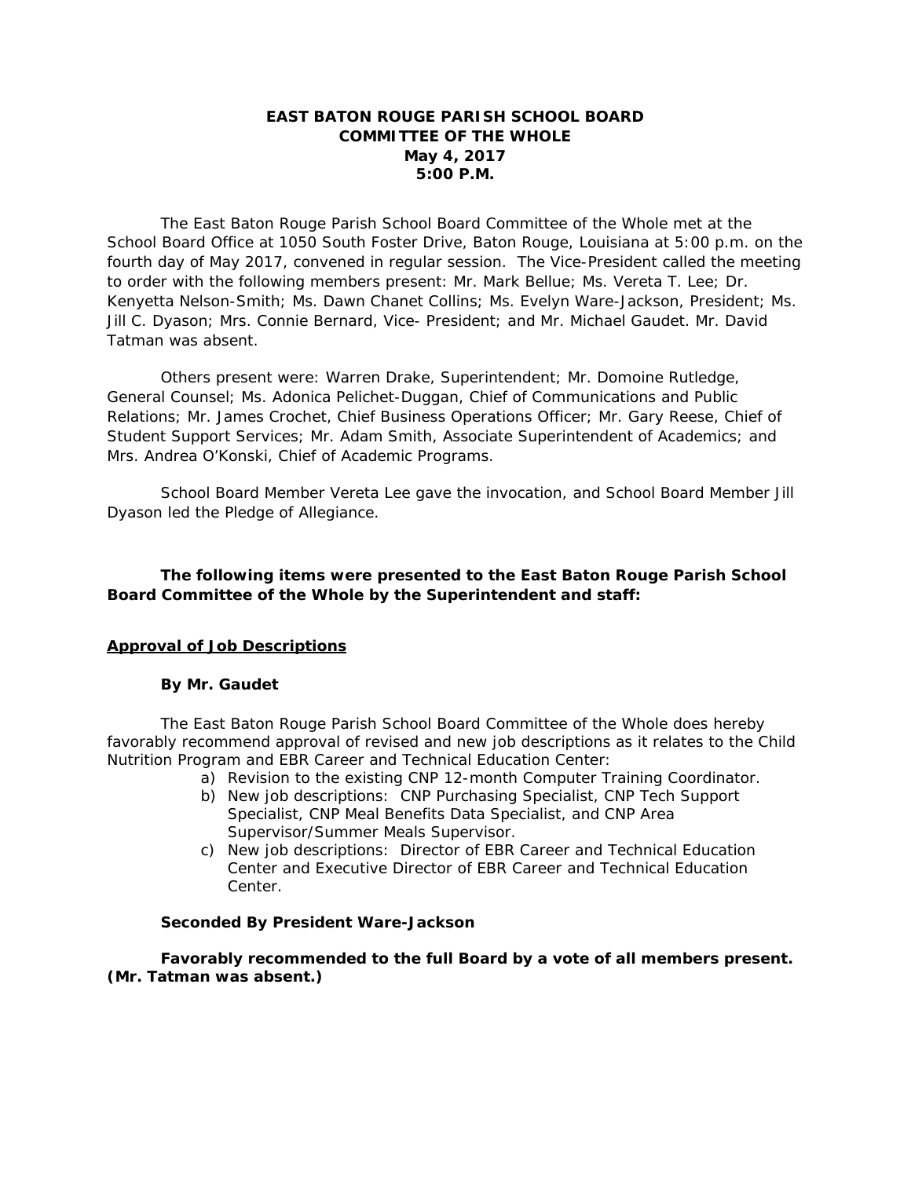**EAST BATON ROUGE PARISH SCHOOL BOARD**
**COMMITTEE OF THE WHOLE**
**May 4, 2017**
**5:00 P.M.**

The East Baton Rouge Parish School Board Committee of the Whole met at the School Board Office at 1050 South Foster Drive, Baton Rouge, Louisiana at 5:00 p.m. on the fourth day of May 2017, convened in regular session. The Vice-President called the meeting to order with the following members present: Mr. Mark Bellue; Ms. Vereta T. Lee; Dr. Kenyetta Nelson-Smith; Ms. Dawn Chanet Collins; Ms. Evelyn Ware-Jackson, President; Ms. Jill C. Dyason; Mrs. Connie Bernard, Vice- President; and Mr. Michael Gaudet. Mr. David Tatman was absent.

Others present were: Warren Drake, Superintendent; Mr. Domoine Rutledge, General Counsel; Ms. Adonica Pelichet-Duggan, Chief of Communications and Public Relations; Mr. James Crochet, Chief Business Operations Officer; Mr. Gary Reese, Chief of Student Support Services; Mr. Adam Smith, Associate Superintendent of Academics; and Mrs. Andrea O'Konski, Chief of Academic Programs.

School Board Member Vereta Lee gave the invocation, and School Board Member Jill Dyason led the Pledge of Allegiance.

**The following items were presented to the East Baton Rouge Parish School Board Committee of the Whole by the Superintendent and staff:**

**<u>Approval of Job Descriptions</u>**

**By Mr. Gaudet**

The East Baton Rouge Parish School Board Committee of the Whole does hereby favorably recommend approval of revised and new job descriptions as it relates to the Child Nutrition Program and EBR Career and Technical Education Center:

a) Revision to the existing CNP 12-month Computer Training Coordinator.
b) New job descriptions: CNP Purchasing Specialist, CNP Tech Support Specialist, CNP Meal Benefits Data Specialist, and CNP Area Supervisor/Summer Meals Supervisor.
c) New job descriptions: Director of EBR Career and Technical Education Center and Executive Director of EBR Career and Technical Education Center.

**Seconded By President Ware-Jackson**

**Favorably recommended to the full Board by a vote of all members present. (Mr. Tatman was absent.)**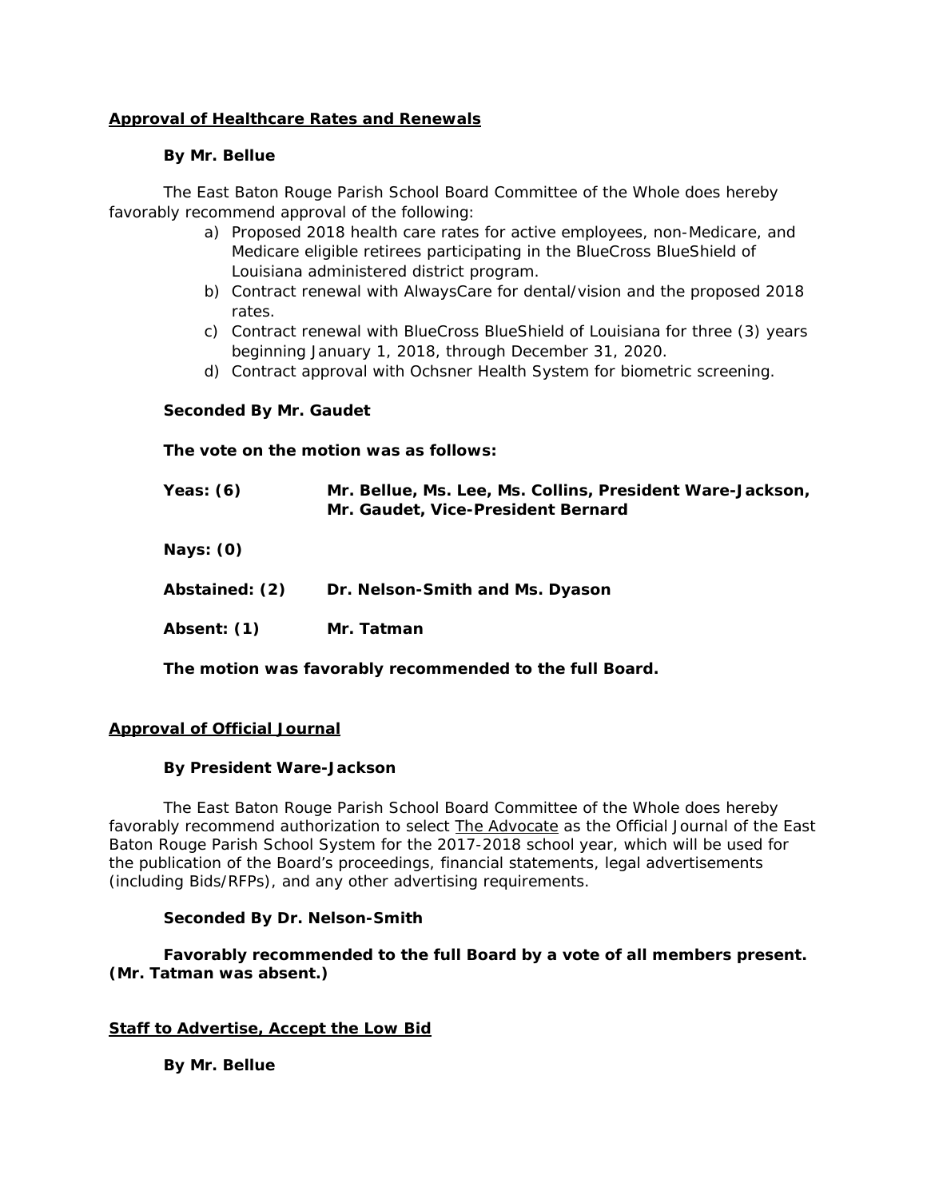**<u>Approval of Healthcare Rates and Renewals</u>**

**By Mr. Bellue**

The East Baton Rouge Parish School Board Committee of the Whole does hereby favorably recommend approval of the following:

a) Proposed 2018 health care rates for active employees, non-Medicare, and Medicare eligible retirees participating in the BlueCross BlueShield of Louisiana administered district program.
b) Contract renewal with AlwaysCare for dental/vision and the proposed 2018 rates.
c) Contract renewal with BlueCross BlueShield of Louisiana for three (3) years beginning January 1, 2018, through December 31, 2020.
d) Contract approval with Ochsner Health System for biometric screening.

**Seconded By Mr. Gaudet**

**The vote on the motion was as follows:**

**Yeas: (6)** **Mr. Bellue, Ms. Lee, Ms. Collins, President Ware-Jackson, Mr. Gaudet, Vice-President Bernard**

**Nays: (0)**

**Abstained: (2)** **Dr. Nelson-Smith and Ms. Dyason**

**Absent: (1)** **Mr. Tatman**

**The motion was favorably recommended to the full Board.**

**<u>Approval of Official Journal</u>**

**By President Ware-Jackson**

The East Baton Rouge Parish School Board Committee of the Whole does hereby favorably recommend authorization to select <u>The Advocate</u> as the Official Journal of the East Baton Rouge Parish School System for the 2017-2018 school year, which will be used for the publication of the Board's proceedings, financial statements, legal advertisements (including Bids/RFPs), and any other advertising requirements.

**Seconded By Dr. Nelson-Smith**

**Favorably recommended to the full Board by a vote of all members present. (Mr. Tatman was absent.)**

**<u>Staff to Advertise, Accept the Low Bid</u>**

**By Mr. Bellue**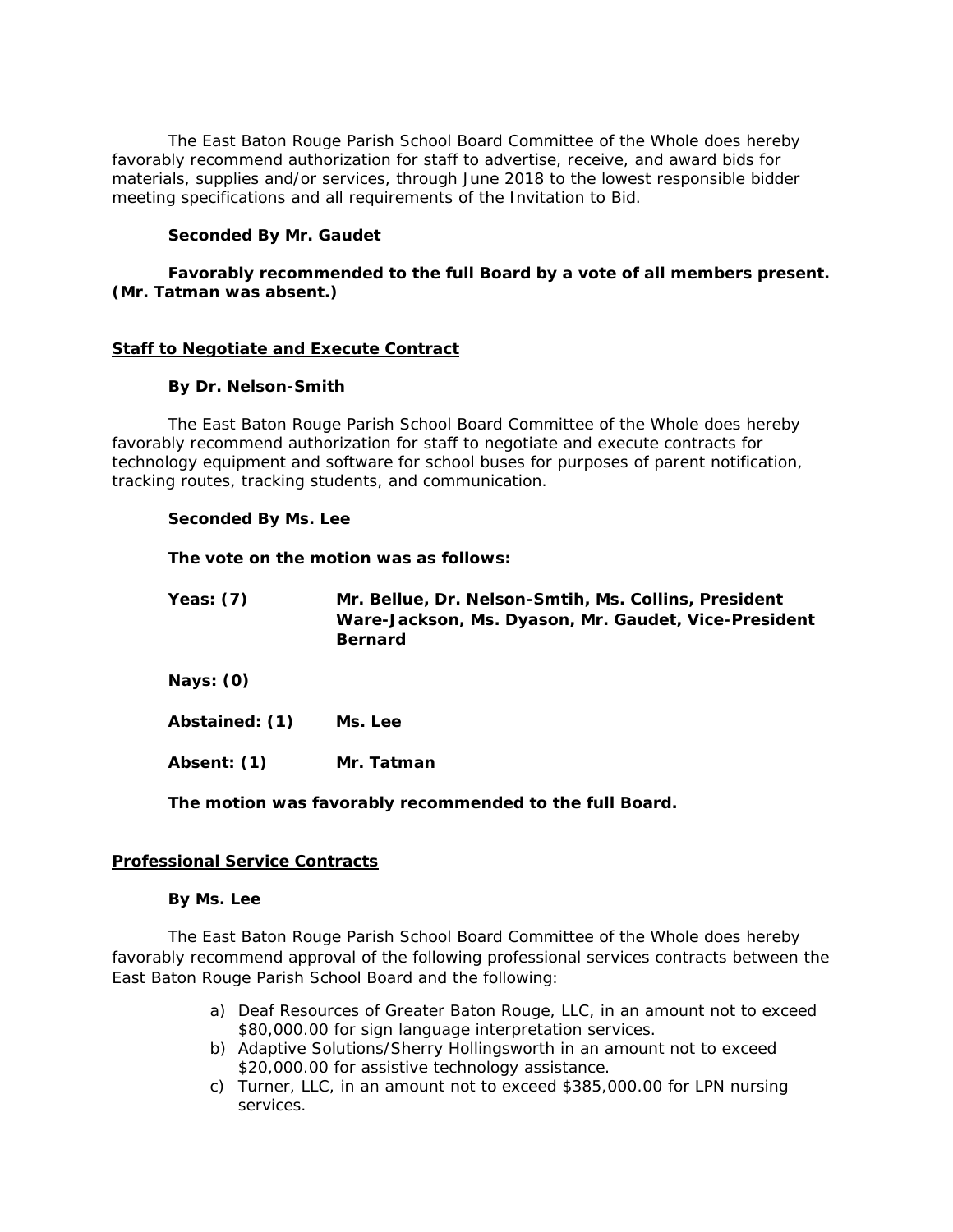The East Baton Rouge Parish School Board Committee of the Whole does hereby favorably recommend authorization for staff to advertise, receive, and award bids for materials, supplies and/or services, through June 2018 to the lowest responsible bidder meeting specifications and all requirements of the Invitation to Bid.

**Seconded By Mr. Gaudet**

**Favorably recommended to the full Board by a vote of all members present. (Mr. Tatman was absent.)**

**Staff to Negotiate and Execute Contract**

**By Dr. Nelson-Smith**

The East Baton Rouge Parish School Board Committee of the Whole does hereby favorably recommend authorization for staff to negotiate and execute contracts for technology equipment and software for school buses for purposes of parent notification, tracking routes, tracking students, and communication.

**Seconded By Ms. Lee**

**The vote on the motion was as follows:**

**Yeas: (7)** **Mr. Bellue, Dr. Nelson-Smtih, Ms. Collins, President Ware-Jackson, Ms. Dyason, Mr. Gaudet, Vice-President Bernard**

**Nays: (0)**

**Abstained: (1)** **Ms. Lee**

**Absent: (1)** **Mr. Tatman**

**The motion was favorably recommended to the full Board.**

**Professional Service Contracts**

**By Ms. Lee**

The East Baton Rouge Parish School Board Committee of the Whole does hereby favorably recommend approval of the following professional services contracts between the East Baton Rouge Parish School Board and the following:

a) Deaf Resources of Greater Baton Rouge, LLC, in an amount not to exceed $80,000.00 for sign language interpretation services.
b) Adaptive Solutions/Sherry Hollingsworth in an amount not to exceed $20,000.00 for assistive technology assistance.
c) Turner, LLC, in an amount not to exceed $385,000.00 for LPN nursing services.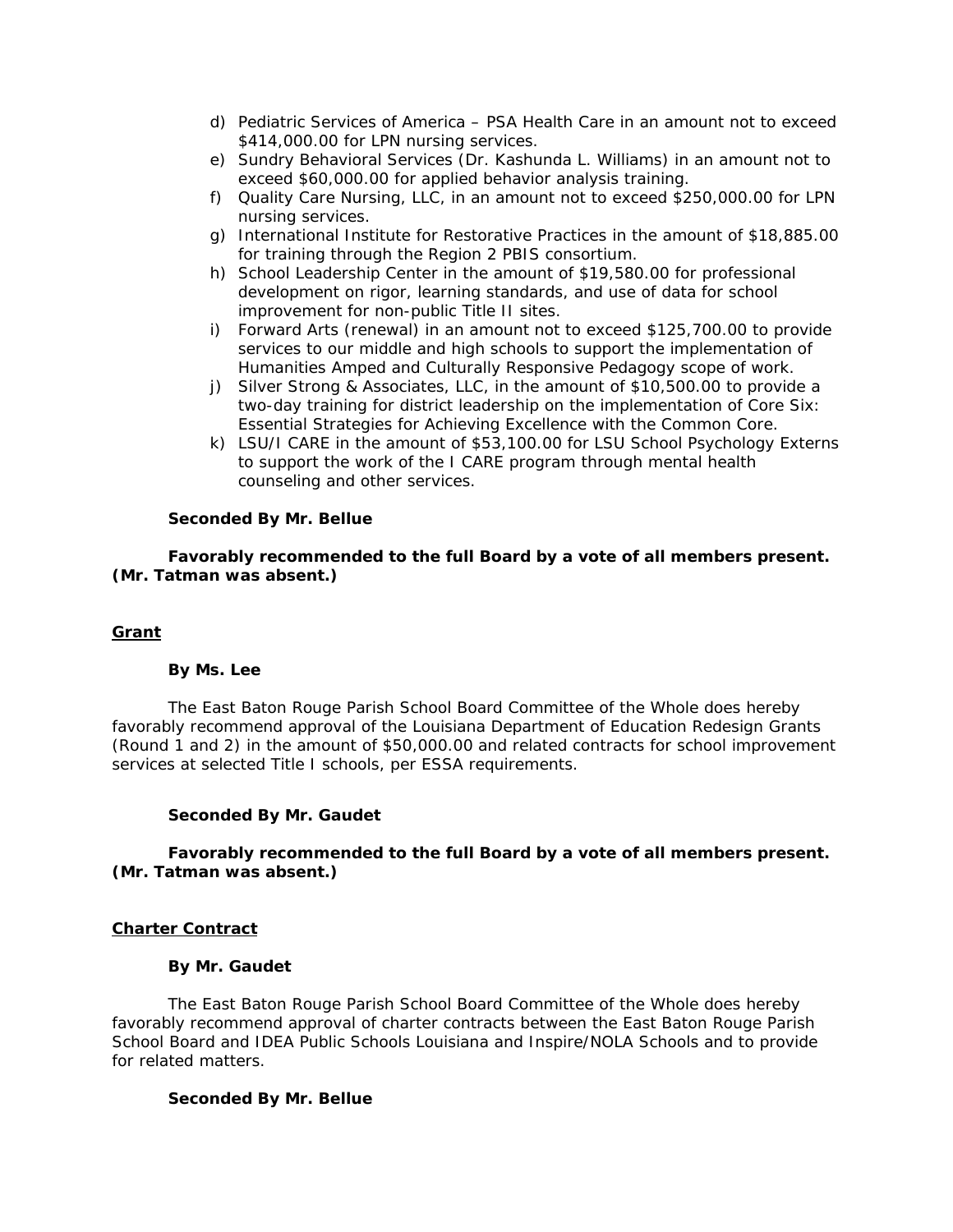d) Pediatric Services of America – PSA Health Care in an amount not to exceed $414,000.00 for LPN nursing services.
e) Sundry Behavioral Services (Dr. Kashunda L. Williams) in an amount not to exceed $60,000.00 for applied behavior analysis training.
f) Quality Care Nursing, LLC, in an amount not to exceed $250,000.00 for LPN nursing services.
g) International Institute for Restorative Practices in the amount of $18,885.00 for training through the Region 2 PBIS consortium.
h) School Leadership Center in the amount of $19,580.00 for professional development on rigor, learning standards, and use of data for school improvement for non-public Title II sites.
i) Forward Arts (renewal) in an amount not to exceed $125,700.00 to provide services to our middle and high schools to support the implementation of Humanities Amped and Culturally Responsive Pedagogy scope of work.
j) Silver Strong & Associates, LLC, in the amount of $10,500.00 to provide a two-day training for district leadership on the implementation of Core Six: Essential Strategies for Achieving Excellence with the Common Core.
k) LSU/I CARE in the amount of $53,100.00 for LSU School Psychology Externs to support the work of the I CARE program through mental health counseling and other services.

**Seconded By Mr. Bellue**

**Favorably recommended to the full Board by a vote of all members present. (Mr. Tatman was absent.)**

**Grant**

**By Ms. Lee**

The East Baton Rouge Parish School Board Committee of the Whole does hereby favorably recommend approval of the Louisiana Department of Education Redesign Grants (Round 1 and 2) in the amount of $50,000.00 and related contracts for school improvement services at selected Title I schools, per ESSA requirements.

**Seconded By Mr. Gaudet**

**Favorably recommended to the full Board by a vote of all members present. (Mr. Tatman was absent.)**

**Charter Contract**

**By Mr. Gaudet**

The East Baton Rouge Parish School Board Committee of the Whole does hereby favorably recommend approval of charter contracts between the East Baton Rouge Parish School Board and IDEA Public Schools Louisiana and Inspire/NOLA Schools and to provide for related matters.

**Seconded By Mr. Bellue**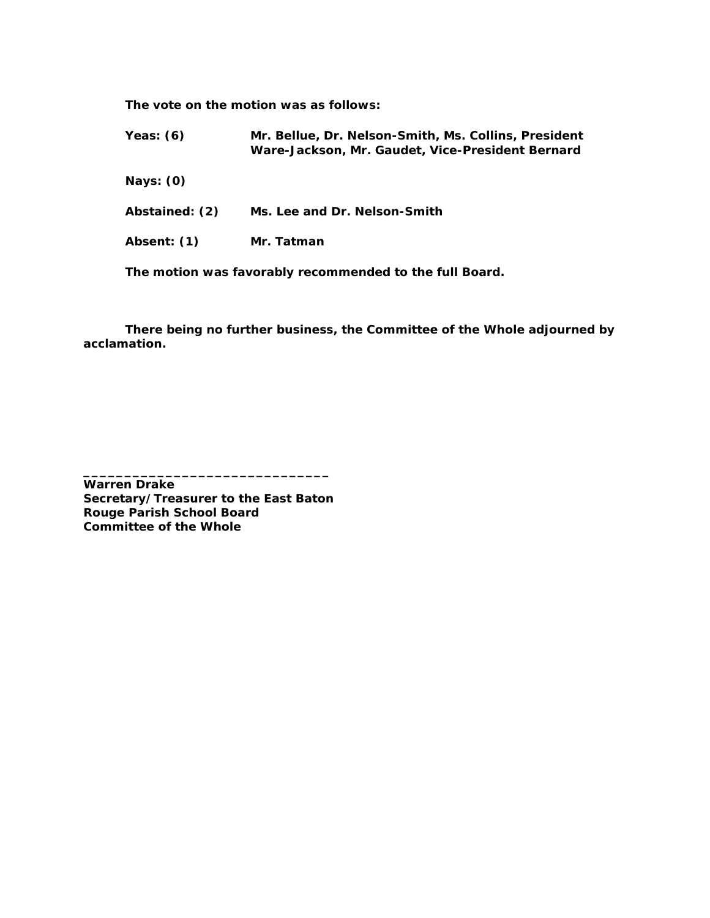**The vote on the motion was as follows:**

| | |
|---|---|
| **Yeas: (6)** | **Mr. Bellue, Dr. Nelson-Smith, Ms. Collins, President Ware-Jackson, Mr. Gaudet, Vice-President Bernard** |
| **Nays: (0)** | |
| **Abstained: (2)** | **Ms. Lee and Dr. Nelson-Smith** |
| **Absent: (1)** | **Mr. Tatman** |

**The motion was favorably recommended to the full Board.**

**There being no further business, the Committee of the Whole adjourned by acclamation.**

_______________________________
**Warren Drake**
**Secretary/Treasurer to the East Baton Rouge Parish School Board Committee of the Whole**